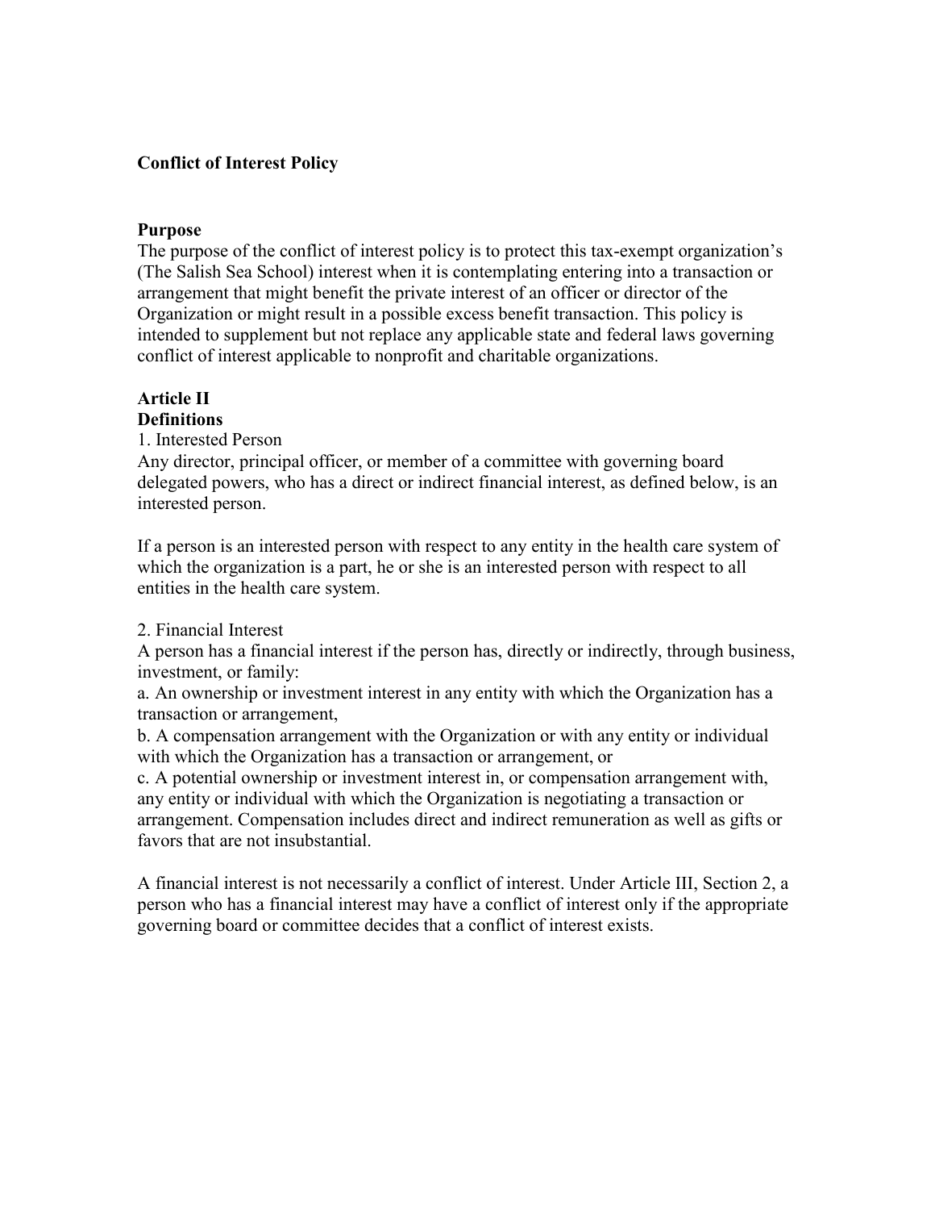**Conflict of Interest Policy**

**Purpose**

The purpose of the conflict of interest policy is to protect this tax-exempt organization's (The Salish Sea School) interest when it is contemplating entering into a transaction or arrangement that might benefit the private interest of an officer or director of the Organization or might result in a possible excess benefit transaction. This policy is intended to supplement but not replace any applicable state and federal laws governing conflict of interest applicable to nonprofit and charitable organizations.

**Article II**

**Definitions**

1. Interested Person

Any director, principal officer, or member of a committee with governing board delegated powers, who has a direct or indirect financial interest, as defined below, is an interested person.

If a person is an interested person with respect to any entity in the health care system of which the organization is a part, he or she is an interested person with respect to all entities in the health care system.

2. Financial Interest

A person has a financial interest if the person has, directly or indirectly, through business, investment, or family:

a. An ownership or investment interest in any entity with which the Organization has a transaction or arrangement,

b. A compensation arrangement with the Organization or with any entity or individual with which the Organization has a transaction or arrangement, or

c. A potential ownership or investment interest in, or compensation arrangement with, any entity or individual with which the Organization is negotiating a transaction or arrangement. Compensation includes direct and indirect remuneration as well as gifts or favors that are not insubstantial.

A financial interest is not necessarily a conflict of interest. Under Article III, Section 2, a person who has a financial interest may have a conflict of interest only if the appropriate governing board or committee decides that a conflict of interest exists.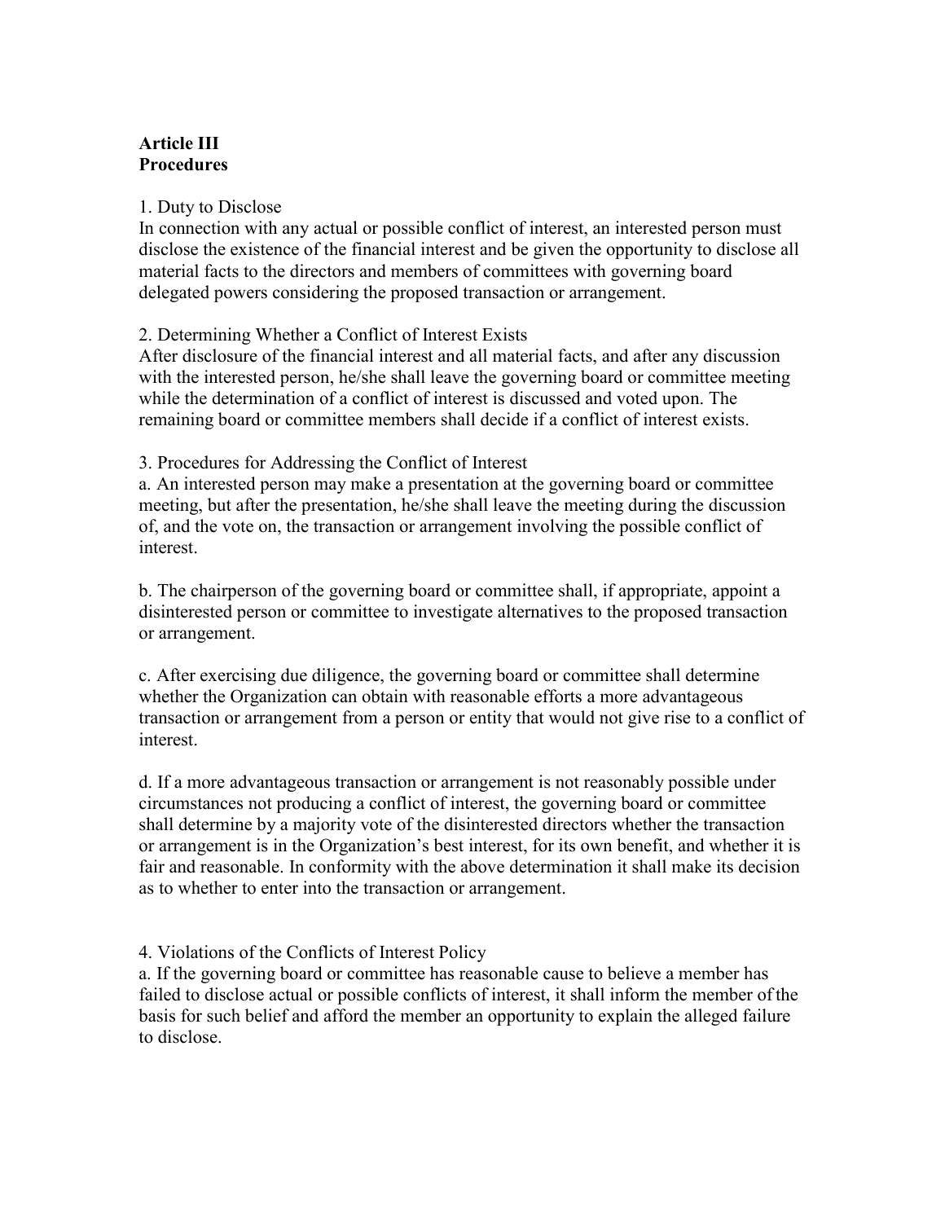**Article III**
**Procedures**

1. Duty to Disclose
In connection with any actual or possible conflict of interest, an interested person must disclose the existence of the financial interest and be given the opportunity to disclose all material facts to the directors and members of committees with governing board delegated powers considering the proposed transaction or arrangement.

2. Determining Whether a Conflict of Interest Exists
After disclosure of the financial interest and all material facts, and after any discussion with the interested person, he/she shall leave the governing board or committee meeting while the determination of a conflict of interest is discussed and voted upon. The remaining board or committee members shall decide if a conflict of interest exists.

3. Procedures for Addressing the Conflict of Interest
a. An interested person may make a presentation at the governing board or committee meeting, but after the presentation, he/she shall leave the meeting during the discussion of, and the vote on, the transaction or arrangement involving the possible conflict of interest.

b. The chairperson of the governing board or committee shall, if appropriate, appoint a disinterested person or committee to investigate alternatives to the proposed transaction or arrangement.

c. After exercising due diligence, the governing board or committee shall determine whether the Organization can obtain with reasonable efforts a more advantageous transaction or arrangement from a person or entity that would not give rise to a conflict of interest.

d. If a more advantageous transaction or arrangement is not reasonably possible under circumstances not producing a conflict of interest, the governing board or committee shall determine by a majority vote of the disinterested directors whether the transaction or arrangement is in the Organization's best interest, for its own benefit, and whether it is fair and reasonable. In conformity with the above determination it shall make its decision as to whether to enter into the transaction or arrangement.

4. Violations of the Conflicts of Interest Policy
a. If the governing board or committee has reasonable cause to believe a member has failed to disclose actual or possible conflicts of interest, it shall inform the member of the basis for such belief and afford the member an opportunity to explain the alleged failure to disclose.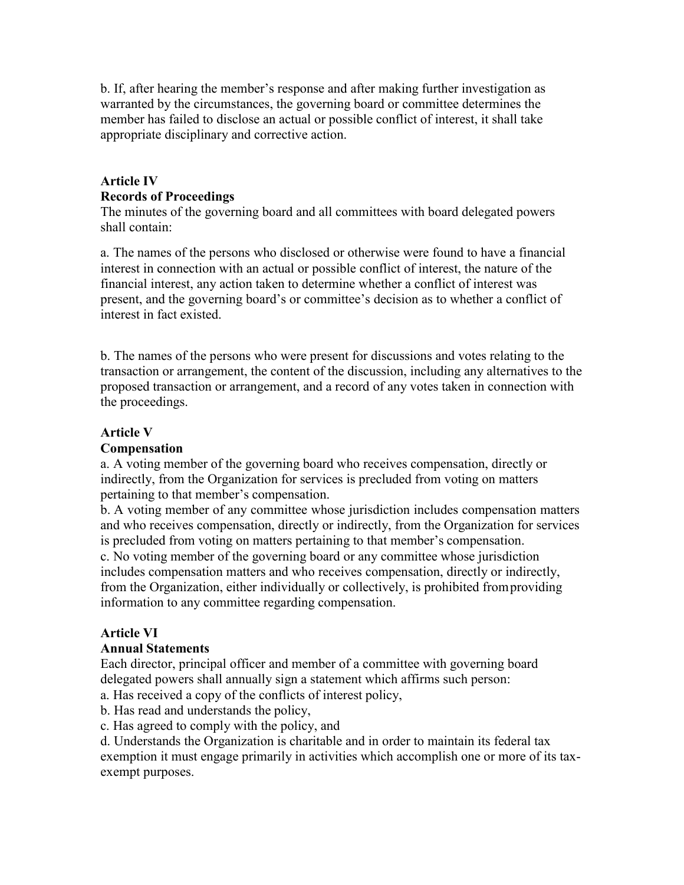b. If, after hearing the member's response and after making further investigation as warranted by the circumstances, the governing board or committee determines the member has failed to disclose an actual or possible conflict of interest, it shall take appropriate disciplinary and corrective action.

**Article IV**
**Records of Proceedings**

The minutes of the governing board and all committees with board delegated powers shall contain:

a. The names of the persons who disclosed or otherwise were found to have a financial interest in connection with an actual or possible conflict of interest, the nature of the financial interest, any action taken to determine whether a conflict of interest was present, and the governing board's or committee's decision as to whether a conflict of interest in fact existed.

b. The names of the persons who were present for discussions and votes relating to the transaction or arrangement, the content of the discussion, including any alternatives to the proposed transaction or arrangement, and a record of any votes taken in connection with the proceedings.

**Article V**
**Compensation**

a. A voting member of the governing board who receives compensation, directly or indirectly, from the Organization for services is precluded from voting on matters pertaining to that member's compensation.
b. A voting member of any committee whose jurisdiction includes compensation matters and who receives compensation, directly or indirectly, from the Organization for services is precluded from voting on matters pertaining to that member's compensation.
c. No voting member of the governing board or any committee whose jurisdiction includes compensation matters and who receives compensation, directly or indirectly, from the Organization, either individually or collectively, is prohibited from providing information to any committee regarding compensation.

**Article VI**
**Annual Statements**

Each director, principal officer and member of a committee with governing board delegated powers shall annually sign a statement which affirms such person:
a. Has received a copy of the conflicts of interest policy,
b. Has read and understands the policy,
c. Has agreed to comply with the policy, and
d. Understands the Organization is charitable and in order to maintain its federal tax exemption it must engage primarily in activities which accomplish one or more of its tax-exempt purposes.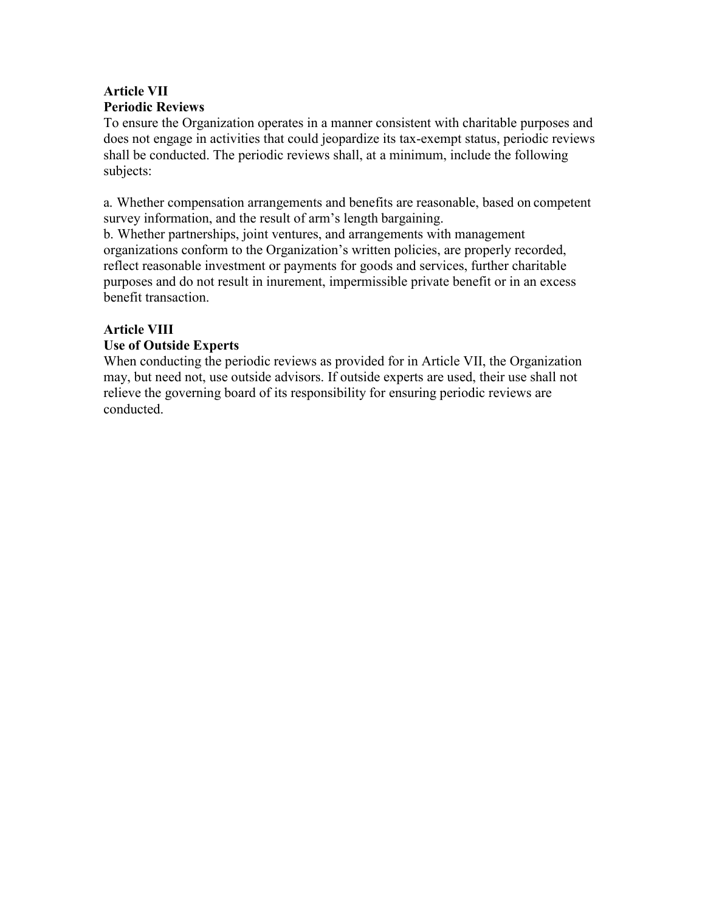## Article VII
## Periodic Reviews

To ensure the Organization operates in a manner consistent with charitable purposes and does not engage in activities that could jeopardize its tax-exempt status, periodic reviews shall be conducted. The periodic reviews shall, at a minimum, include the following subjects:

a. Whether compensation arrangements and benefits are reasonable, based on competent survey information, and the result of arm's length bargaining.
b. Whether partnerships, joint ventures, and arrangements with management organizations conform to the Organization's written policies, are properly recorded, reflect reasonable investment or payments for goods and services, further charitable purposes and do not result in inurement, impermissible private benefit or in an excess benefit transaction.

## Article VIII
## Use of Outside Experts

When conducting the periodic reviews as provided for in Article VII, the Organization may, but need not, use outside advisors. If outside experts are used, their use shall not relieve the governing board of its responsibility for ensuring periodic reviews are conducted.